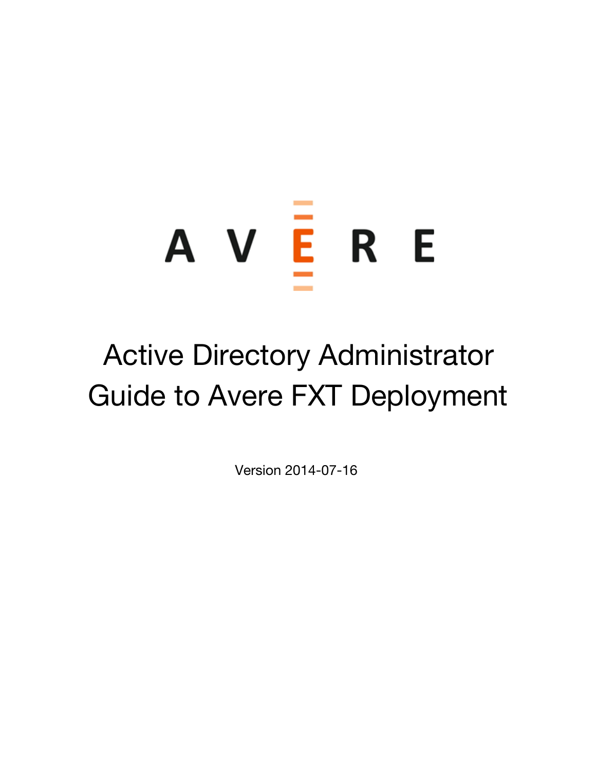AVERE

# Active Directory Administrator Guide to Avere FXT Deployment

Version 2014-07-16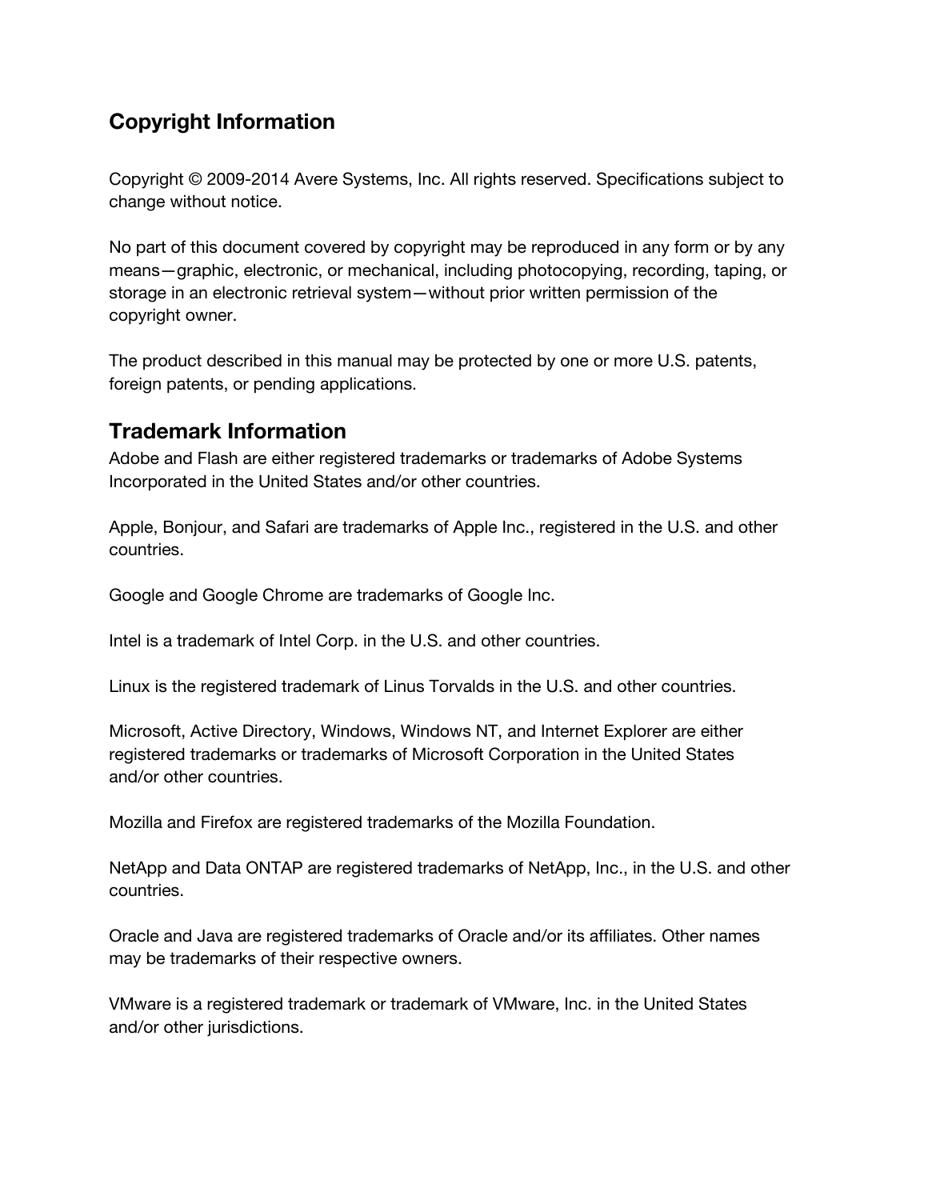## Copyright Information

Copyright © 2009-2014 Avere Systems, Inc. All rights reserved. Specifications subject to change without notice.

No part of this document covered by copyright may be reproduced in any form or by any means—graphic, electronic, or mechanical, including photocopying, recording, taping, or storage in an electronic retrieval system—without prior written permission of the copyright owner.

The product described in this manual may be protected by one or more U.S. patents, foreign patents, or pending applications.

## Trademark Information

Adobe and Flash are either registered trademarks or trademarks of Adobe Systems Incorporated in the United States and/or other countries.

Apple, Bonjour, and Safari are trademarks of Apple Inc., registered in the U.S. and other countries.

Google and Google Chrome are trademarks of Google Inc.

Intel is a trademark of Intel Corp. in the U.S. and other countries.

Linux is the registered trademark of Linus Torvalds in the U.S. and other countries.

Microsoft, Active Directory, Windows, Windows NT, and Internet Explorer are either registered trademarks or trademarks of Microsoft Corporation in the United States and/or other countries.

Mozilla and Firefox are registered trademarks of the Mozilla Foundation.

NetApp and Data ONTAP are registered trademarks of NetApp, Inc., in the U.S. and other countries.

Oracle and Java are registered trademarks of Oracle and/or its affiliates. Other names may be trademarks of their respective owners.

VMware is a registered trademark or trademark of VMware, Inc. in the United States and/or other jurisdictions.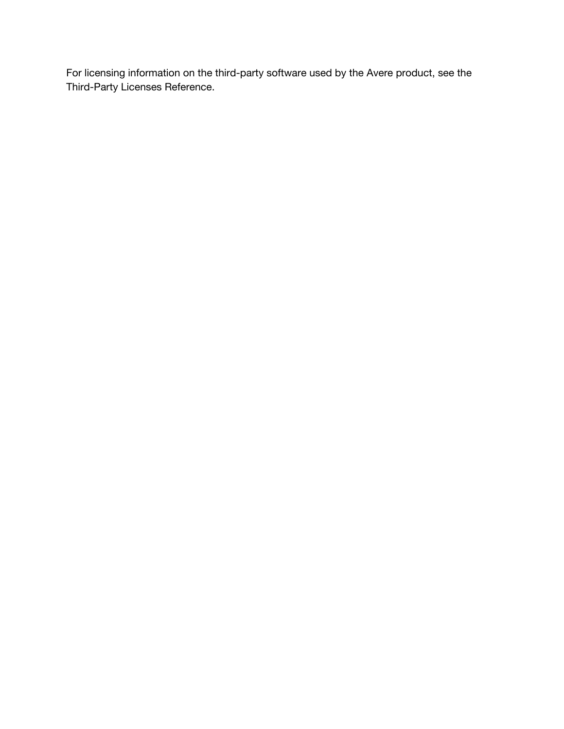For licensing information on the third-party software used by the Avere product, see the Third-Party Licenses Reference.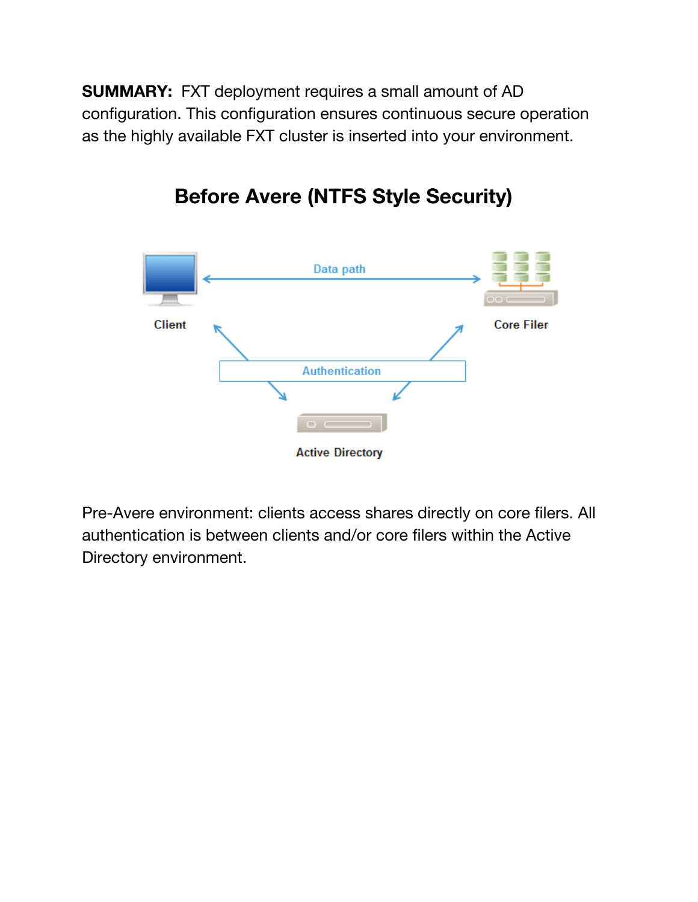**SUMMARY:** FXT deployment requires a small amount of AD configuration. This configuration ensures continuous secure operation as the highly available FXT cluster is inserted into your environment.

## Before Avere (NTFS Style Security)

Pre-Avere environment: clients access shares directly on core filers. All authentication is between clients and/or core filers within the Active Directory environment.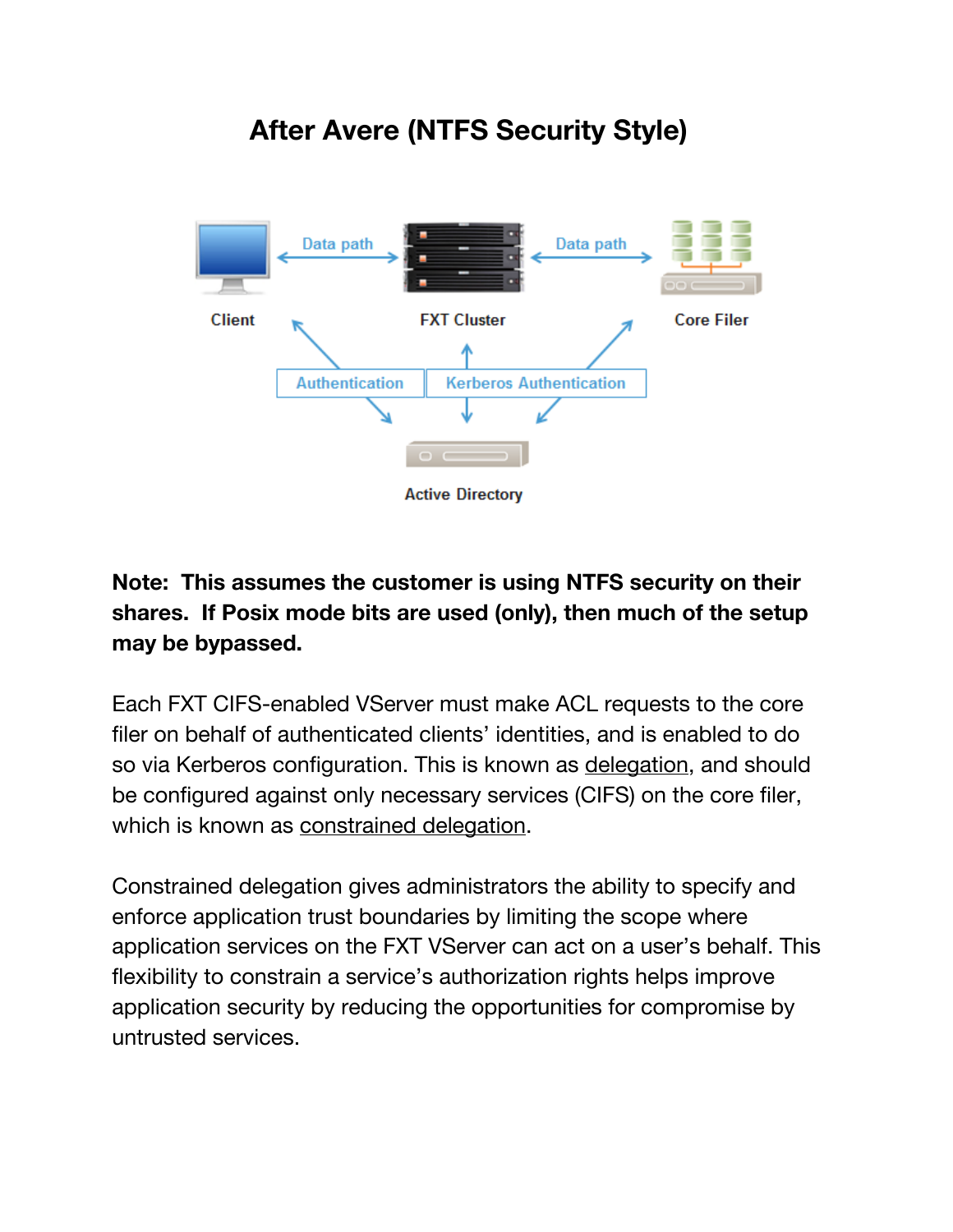# After Avere (NTFS Security Style)

**Note: This assumes the customer is using NTFS security on their shares. If Posix mode bits are used (only), then much of the setup may be bypassed.**

Each FXT CIFS-enabled VServer must make ACL requests to the core filer on behalf of authenticated clients' identities, and is enabled to do so via Kerberos configuration. This is known as delegation, and should be configured against only necessary services (CIFS) on the core filer, which is known as constrained delegation.

Constrained delegation gives administrators the ability to specify and enforce application trust boundaries by limiting the scope where application services on the FXT VServer can act on a user's behalf. This flexibility to constrain a service's authorization rights helps improve application security by reducing the opportunities for compromise by untrusted services.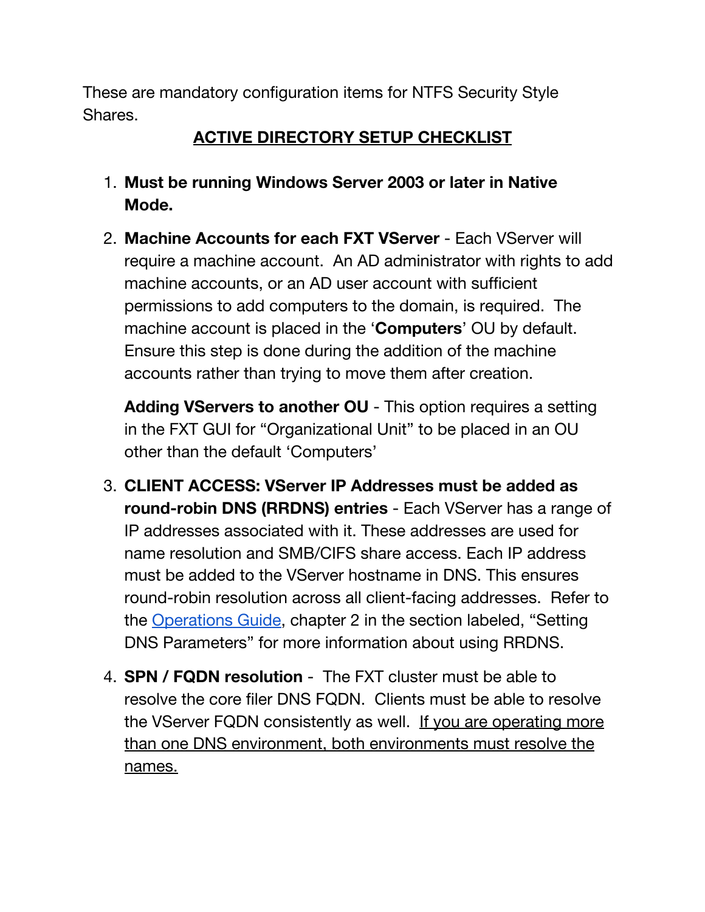These are mandatory configuration items for NTFS Security Style Shares.

## <u>ACTIVE DIRECTORY SETUP CHECKLIST</u>

1. **Must be running Windows Server 2003 or later in Native Mode.**

2. **Machine Accounts for each FXT VServer** - Each VServer will require a machine account. An AD administrator with rights to add machine accounts, or an AD user account with sufficient permissions to add computers to the domain, is required. The machine account is placed in the '**Computers**' OU by default. Ensure this step is done during the addition of the machine accounts rather than trying to move them after creation.

   **Adding VServers to another OU** - This option requires a setting in the FXT GUI for "Organizational Unit" to be placed in an OU other than the default 'Computers'

3. **CLIENT ACCESS: VServer IP Addresses must be added as round-robin DNS (RRDNS) entries** - Each VServer has a range of IP addresses associated with it. These addresses are used for name resolution and SMB/CIFS share access. Each IP address must be added to the VServer hostname in DNS. This ensures round-robin resolution across all client-facing addresses. Refer to the Operations Guide, chapter 2 in the section labeled, "Setting DNS Parameters" for more information about using RRDNS.

4. **SPN / FQDN resolution** - The FXT cluster must be able to resolve the core filer DNS FQDN. Clients must be able to resolve the VServer FQDN consistently as well. <u>If you are operating more than one DNS environment, both environments must resolve the names.</u>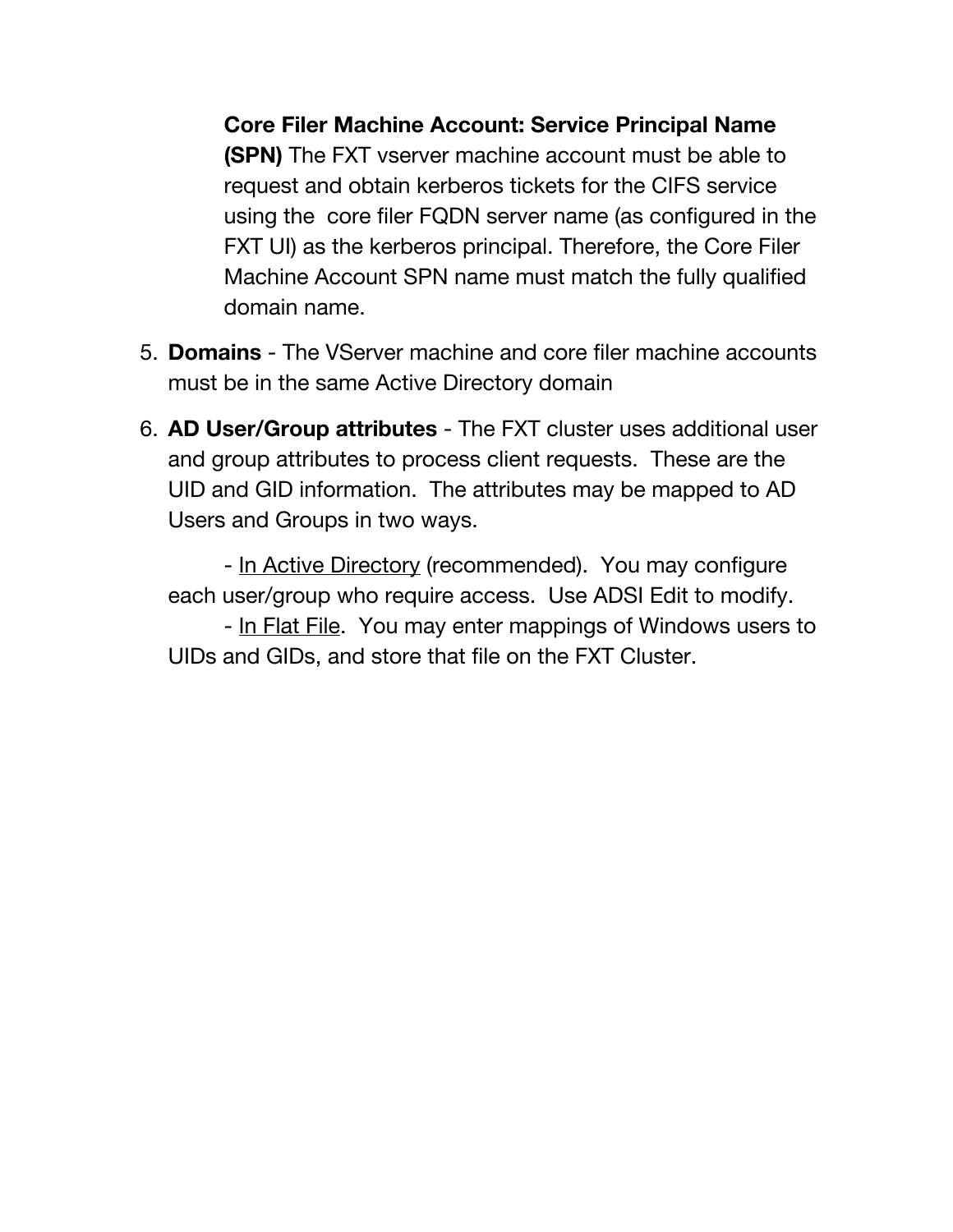**Core Filer Machine Account: Service Principal Name (SPN)** The FXT vserver machine account must be able to request and obtain kerberos tickets for the CIFS service using the core filer FQDN server name (as configured in the FXT UI) as the kerberos principal. Therefore, the Core Filer Machine Account SPN name must match the fully qualified domain name.

5. **Domains** - The VServer machine and core filer machine accounts must be in the same Active Directory domain

6. **AD User/Group attributes** - The FXT cluster uses additional user and group attributes to process client requests. These are the UID and GID information. The attributes may be mapped to AD Users and Groups in two ways.

   - <u>In Active Directory</u> (recommended). You may configure each user/group who require access. Use ADSI Edit to modify.
   - <u>In Flat File</u>. You may enter mappings of Windows users to UIDs and GIDs, and store that file on the FXT Cluster.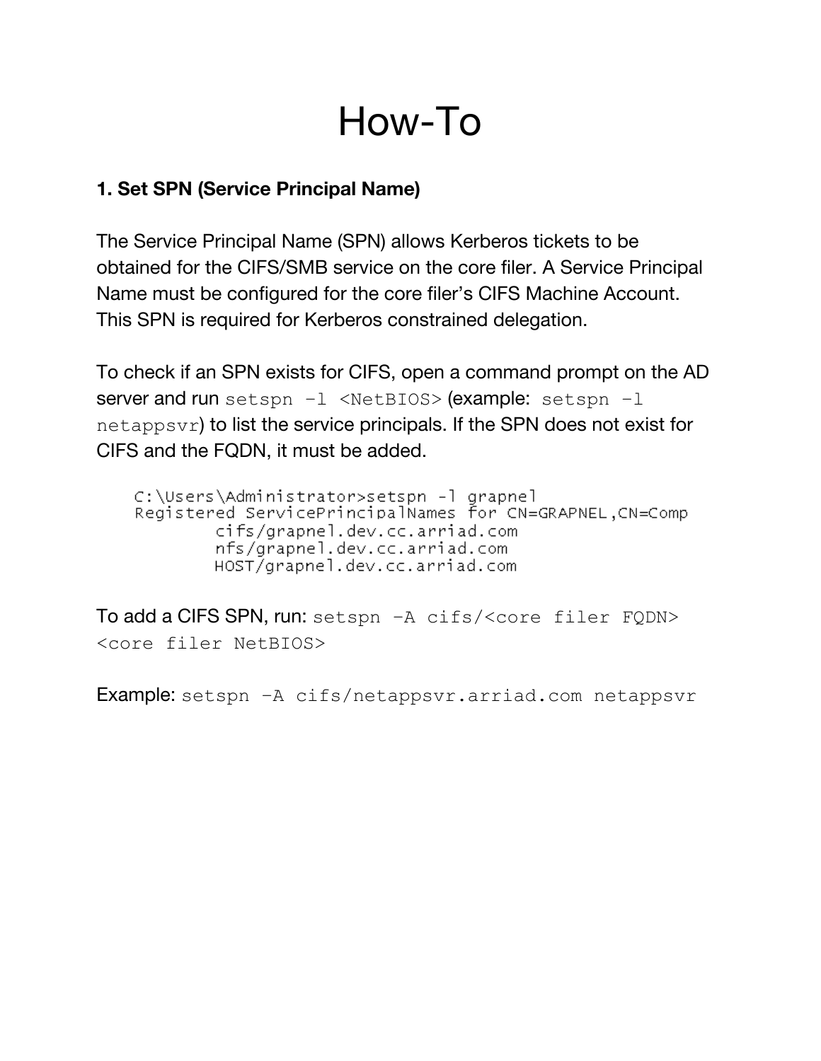# How-To

**1. Set SPN (Service Principal Name)**

The Service Principal Name (SPN) allows Kerberos tickets to be obtained for the CIFS/SMB service on the core filer. A Service Principal Name must be configured for the core filer's CIFS Machine Account. This SPN is required for Kerberos constrained delegation.

To check if an SPN exists for CIFS, open a command prompt on the AD server and run `setspn -l <NetBIOS>` (example: `setspn -l netappsvr`) to list the service principals. If the SPN does not exist for CIFS and the FQDN, it must be added.

```
C:\Users\Administrator>setspn -l grapnel
Registered ServicePrincipalNames for CN=GRAPNEL,CN=Comp
        cifs/grapnel.dev.cc.arriad.com
        nfs/grapnel.dev.cc.arriad.com
        HOST/grapnel.dev.cc.arriad.com
```

To add a CIFS SPN, run: `setspn -A cifs/<core filer FQDN> <core filer NetBIOS>`

Example: `setspn -A cifs/netappsvr.arriad.com netappsvr`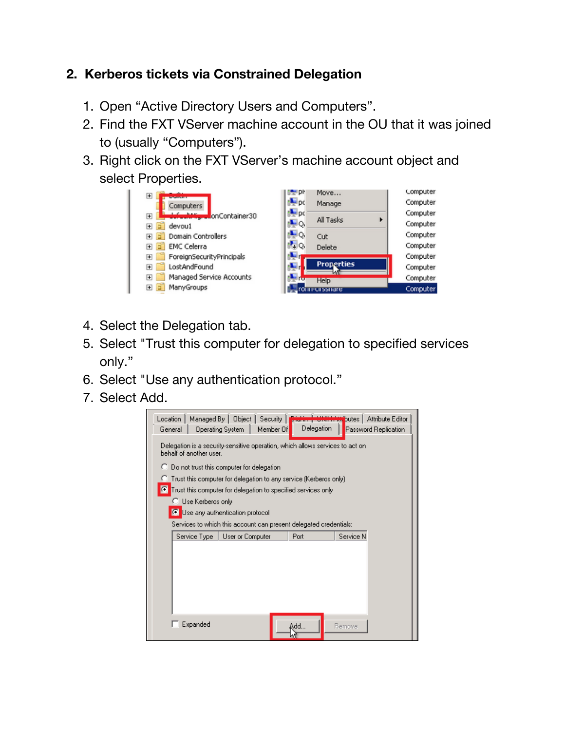## 2. Kerberos tickets via Constrained Delegation

1. Open “Active Directory Users and Computers”.
2. Find the FXT VServer machine account in the OU that it was joined to (usually “Computers”).
3. Right click on the FXT VServer’s machine account object and select Properties.
4. Select the Delegation tab.
5. Select "Trust this computer for delegation to specified services only.”
6. Select "Use any authentication protocol.”
7. Select Add.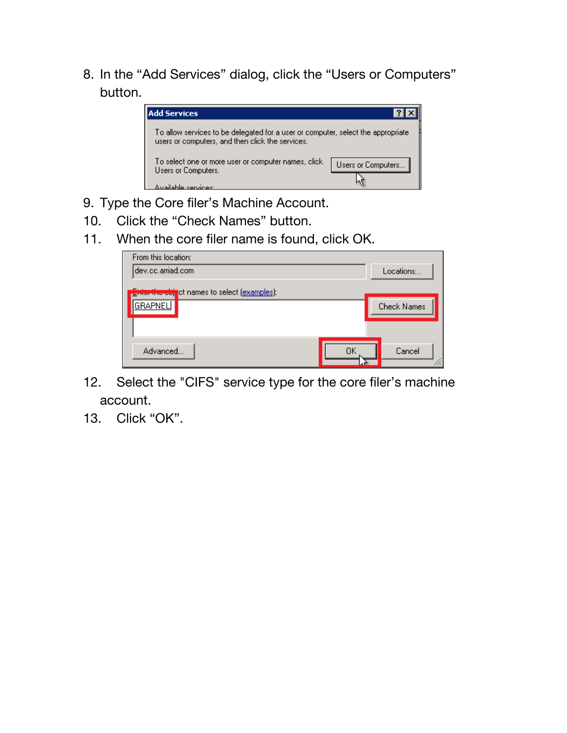8. In the “Add Services” dialog, click the “Users or Computers” button.

9. Type the Core filer’s Machine Account.
10. Click the “Check Names” button.
11. When the core filer name is found, click OK.

12. Select the "CIFS" service type for the core filer’s machine account.
13. Click “OK”.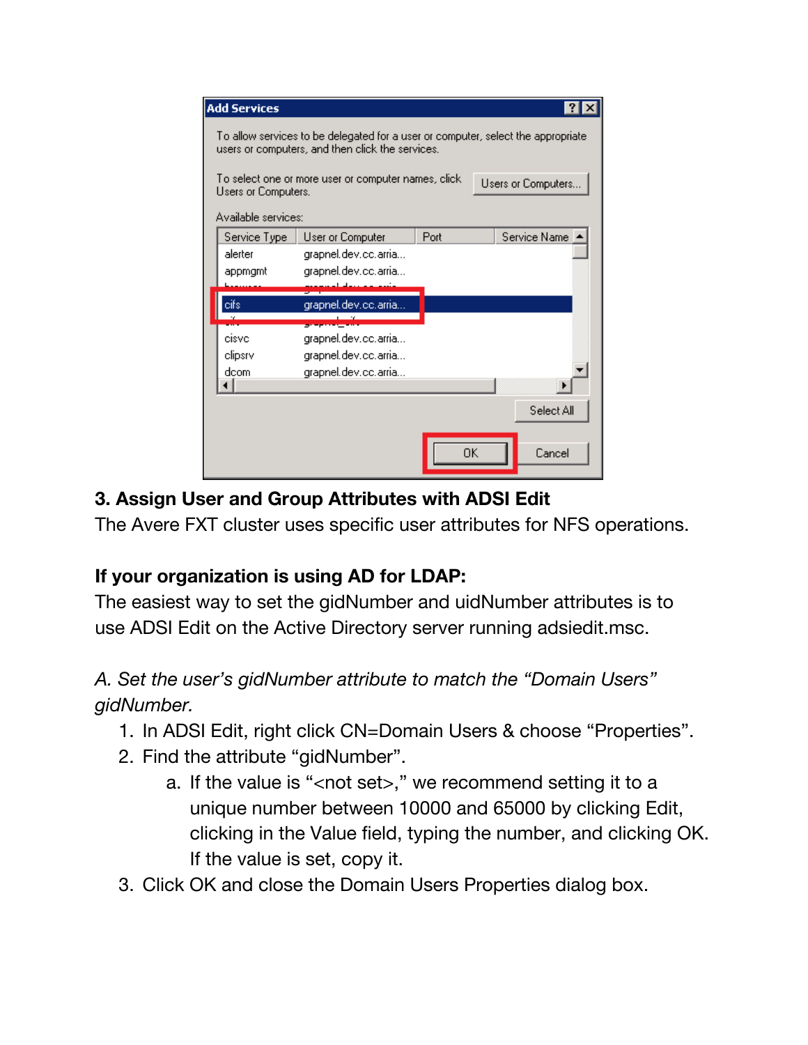### 3. Assign User and Group Attributes with ADSI Edit

The Avere FXT cluster uses specific user attributes for NFS operations.

**If your organization is using AD for LDAP:**

The easiest way to set the gidNumber and uidNumber attributes is to use ADSI Edit on the Active Directory server running adsiedit.msc.

*A. Set the user's gidNumber attribute to match the "Domain Users" gidNumber.*

1. In ADSI Edit, right click CN=Domain Users & choose "Properties".
2. Find the attribute "gidNumber".
    a. If the value is "<not set>," we recommend setting it to a unique number between 10000 and 65000 by clicking Edit, clicking in the Value field, typing the number, and clicking OK. If the value is set, copy it.
3. Click OK and close the Domain Users Properties dialog box.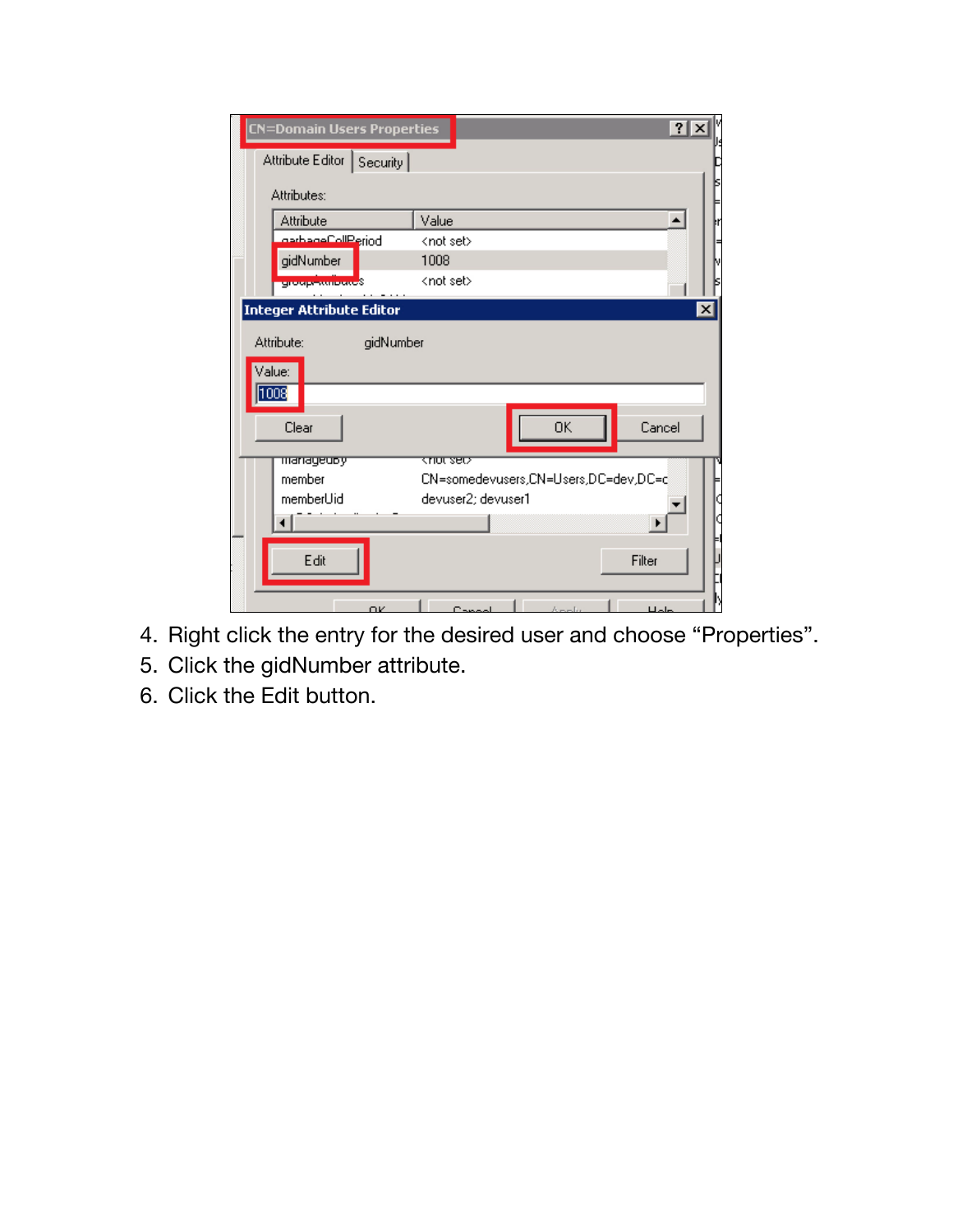4. Right click the entry for the desired user and choose "Properties".
5. Click the gidNumber attribute.
6. Click the Edit button.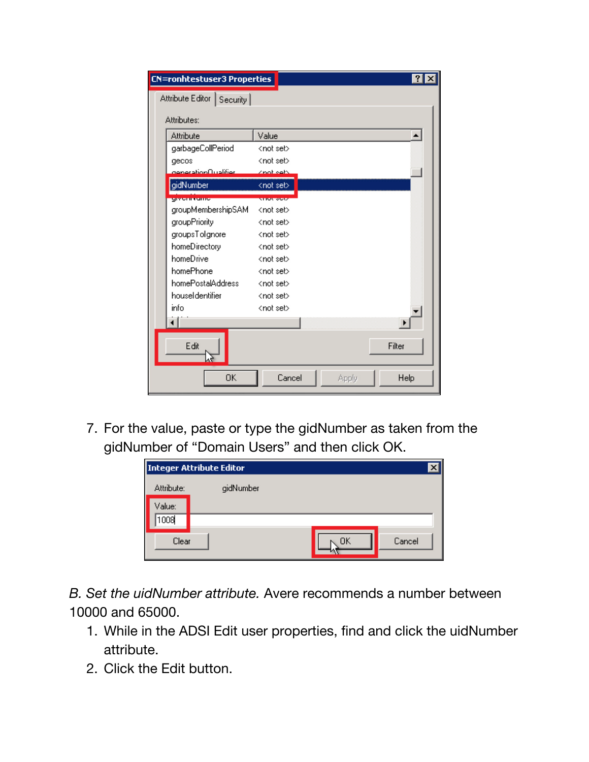7. For the value, paste or type the gidNumber as taken from the gidNumber of “Domain Users” and then click OK.

*B. Set the uidNumber attribute.* Avere recommends a number between 10000 and 65000.

1. While in the ADSI Edit user properties, find and click the uidNumber attribute.
2. Click the Edit button.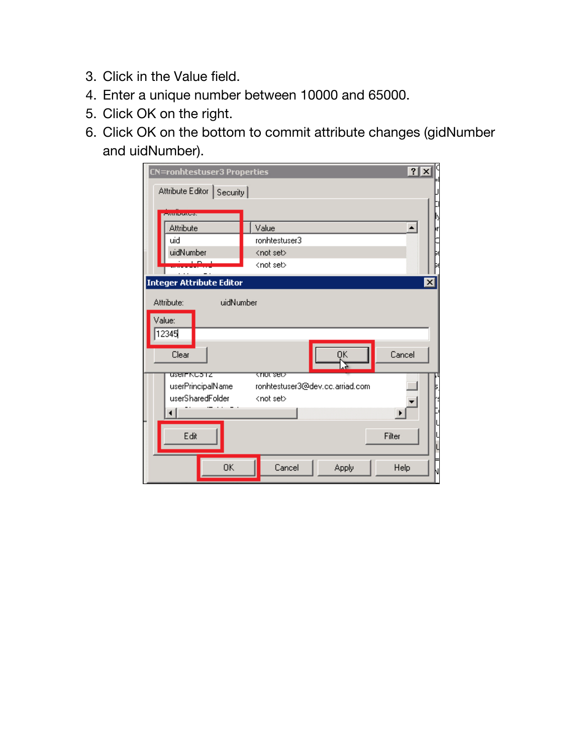3. Click in the Value field.
4. Enter a unique number between 10000 and 65000.
5. Click OK on the right.
6. Click OK on the bottom to commit attribute changes (gidNumber and uidNumber).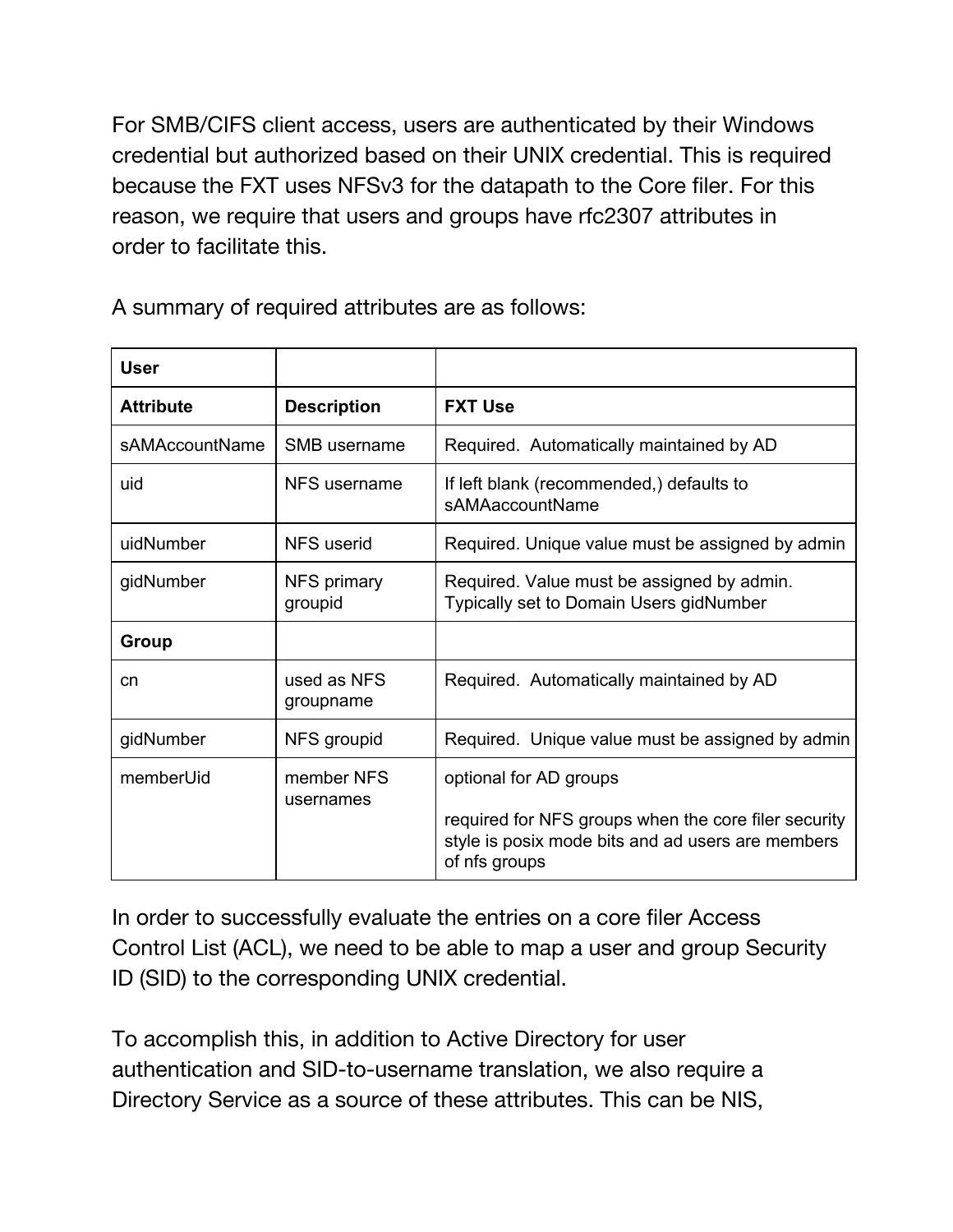For SMB/CIFS client access, users are authenticated by their Windows credential but authorized based on their UNIX credential. This is required because the FXT uses NFSv3 for the datapath to the Core filer. For this reason, we require that users and groups have rfc2307 attributes in order to facilitate this.

A summary of required attributes are as follows:

| **User** | | |
|---|---|---|
| **Attribute** | **Description** | **FXT Use** |
| sAMAccountName | SMB username | Required.  Automatically maintained by AD |
| uid | NFS username | If left blank (recommended,) defaults to sAMAaccountName |
| uidNumber | NFS userid | Required. Unique value must be assigned by admin |
| gidNumber | NFS primary groupid | Required. Value must be assigned by admin. Typically set to Domain Users gidNumber |
| **Group** | | |
| cn | used as NFS groupname | Required.  Automatically maintained by AD |
| gidNumber | NFS groupid | Required.  Unique value must be assigned by admin |
| memberUid | member NFS usernames | optional for AD groups<br><br>required for NFS groups when the core filer security style is posix mode bits and ad users are members of nfs groups |

In order to successfully evaluate the entries on a core filer Access Control List (ACL), we need to be able to map a user and group Security ID (SID) to the corresponding UNIX credential.

To accomplish this, in addition to Active Directory for user authentication and SID-to-username translation, we also require a Directory Service as a source of these attributes. This can be NIS,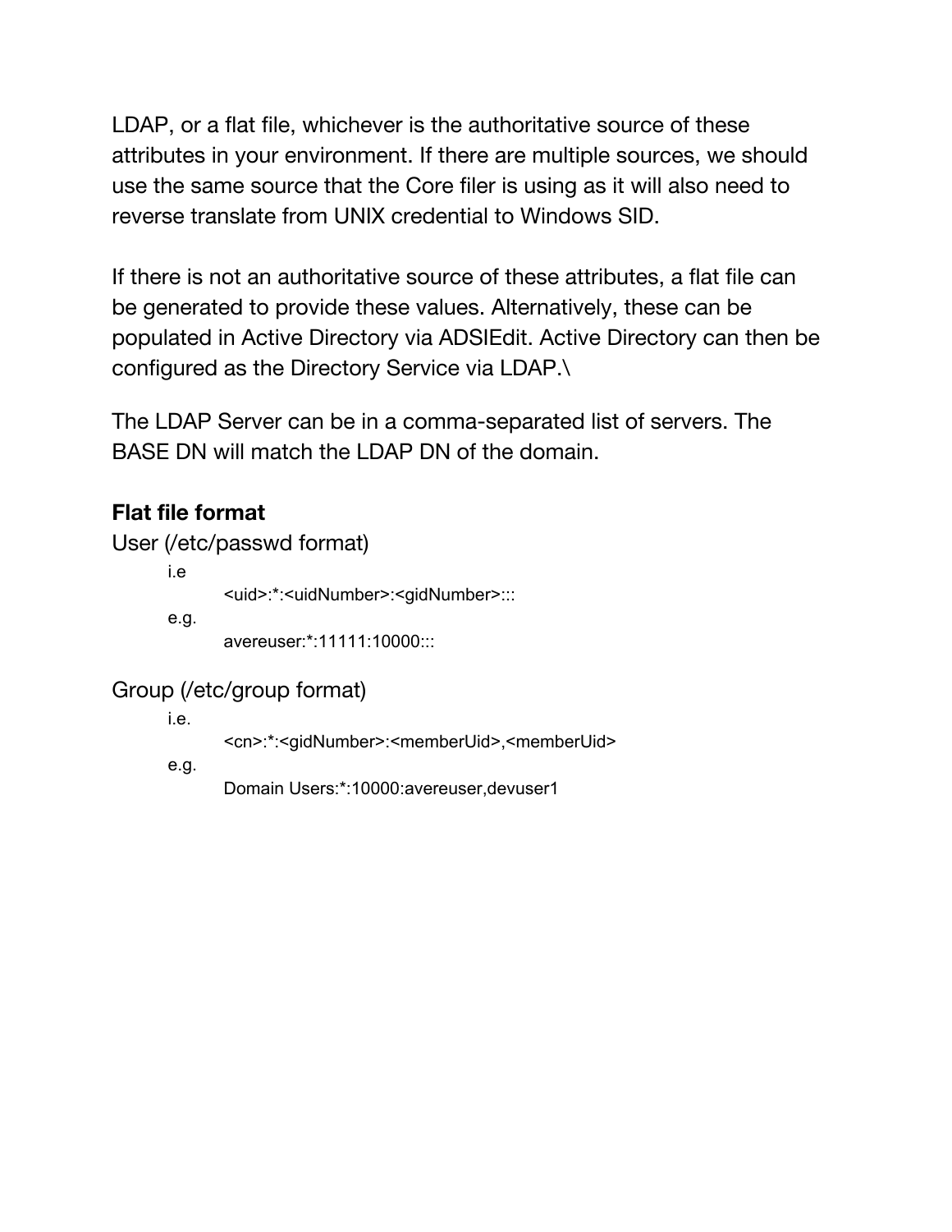LDAP, or a flat file, whichever is the authoritative source of these attributes in your environment. If there are multiple sources, we should use the same source that the Core filer is using as it will also need to reverse translate from UNIX credential to Windows SID.

If there is not an authoritative source of these attributes, a flat file can be generated to provide these values. Alternatively, these can be populated in Active Directory via ADSIEdit. Active Directory can then be configured as the Directory Service via LDAP.\

The LDAP Server can be in a comma-separated list of servers. The BASE DN will match the LDAP DN of the domain.

**Flat file format**

User (/etc/passwd format)

i.e

```
<uid>:*:<uidNumber>:<gidNumber>:::
```

e.g.

```
avereuser:*:11111:10000:::
```

Group (/etc/group format)

i.e.

```
<cn>:*:<gidNumber>:<memberUid>,<memberUid>
```

e.g.

```
Domain Users:*:10000:avereuser,devuser1
```